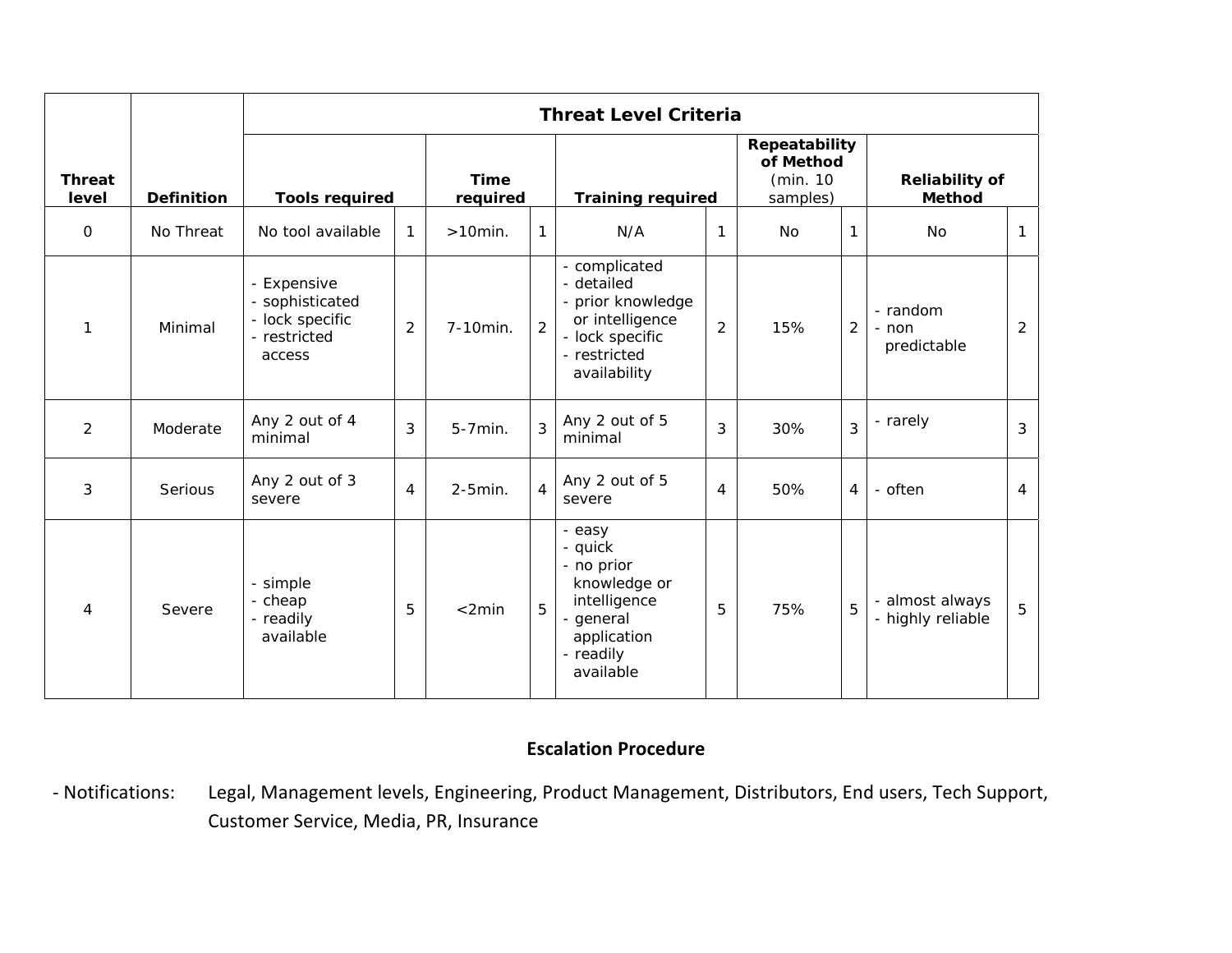| Threat level | Definition | Threat Level Criteria | | | | | | | | | |
|---|---|---|---|---|---|---|---|---|---|---|---|
| | | Tools required | | Time required | | Training required | | Repeatability of Method (min. 10 samples) | | Reliability of Method | |
| 0 | No Threat | No tool available | 1 | >10min. | 1 | N/A | 1 | No | 1 | No | 1 |
| 1 | Minimal | - Expensive<br>- sophisticated<br>- lock specific<br>- restricted access | 2 | 7-10min. | 2 | - complicated<br>- detailed<br>- prior knowledge or intelligence<br>- lock specific<br>- restricted availability | 2 | 15% | 2 | - random<br>- non predictable | 2 |
| 2 | Moderate | Any 2 out of 4 minimal | 3 | 5-7min. | 3 | Any 2 out of 5 minimal | 3 | 30% | 3 | - rarely | 3 |
| 3 | Serious | Any 2 out of 3 severe | 4 | 2-5min. | 4 | Any 2 out of 5 severe | 4 | 50% | 4 | - often | 4 |
| 4 | Severe | - simple<br>- cheap<br>- readily available | 5 | <2min | 5 | - easy<br>- quick<br>- no prior knowledge or intelligence<br>- general application<br>- readily available | 5 | 75% | 5 | - almost always<br>- highly reliable | 5 |

## Escalation Procedure

- Notifications: Legal, Management levels, Engineering, Product Management, Distributors, End users, Tech Support, Customer Service, Media, PR, Insurance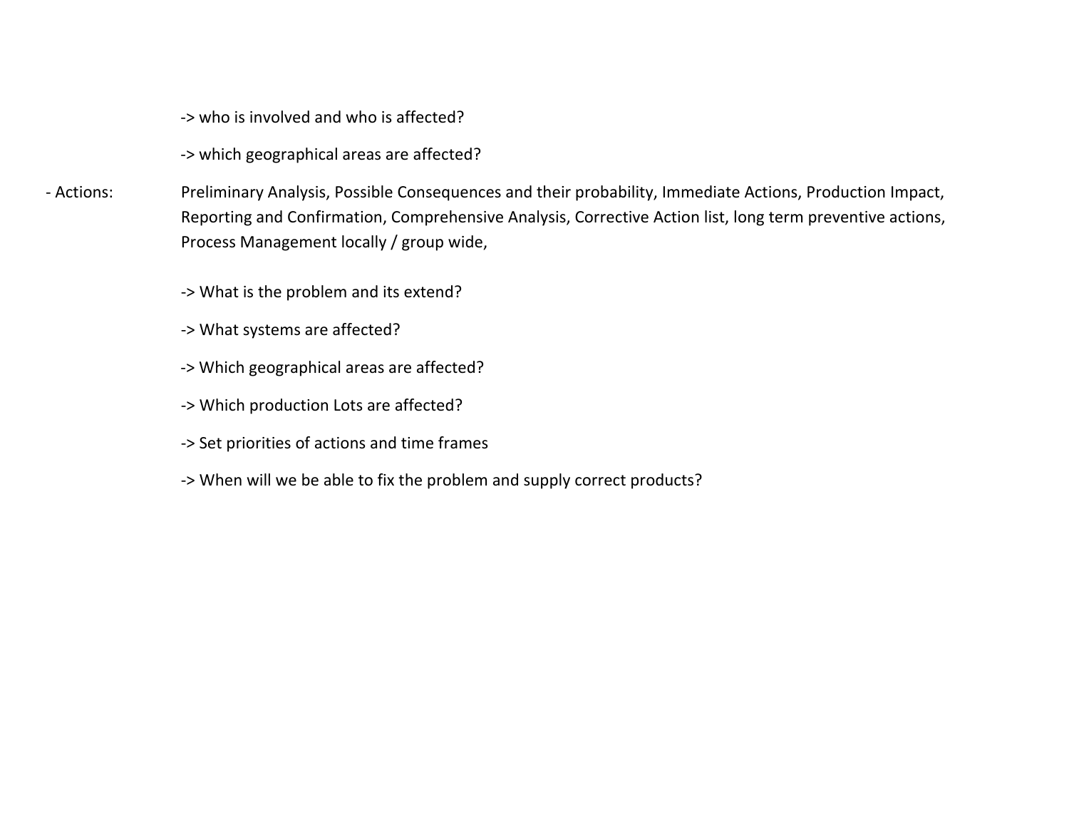-> who is involved and who is affected?

-> which geographical areas are affected?

- Actions: Preliminary Analysis, Possible Consequences and their probability, Immediate Actions, Production Impact, Reporting and Confirmation, Comprehensive Analysis, Corrective Action list, long term preventive actions, Process Management locally / group wide,

  -> What is the problem and its extend?

  -> What systems are affected?

  -> Which geographical areas are affected?

  -> Which production Lots are affected?

  -> Set priorities of actions and time frames

  -> When will we be able to fix the problem and supply correct products?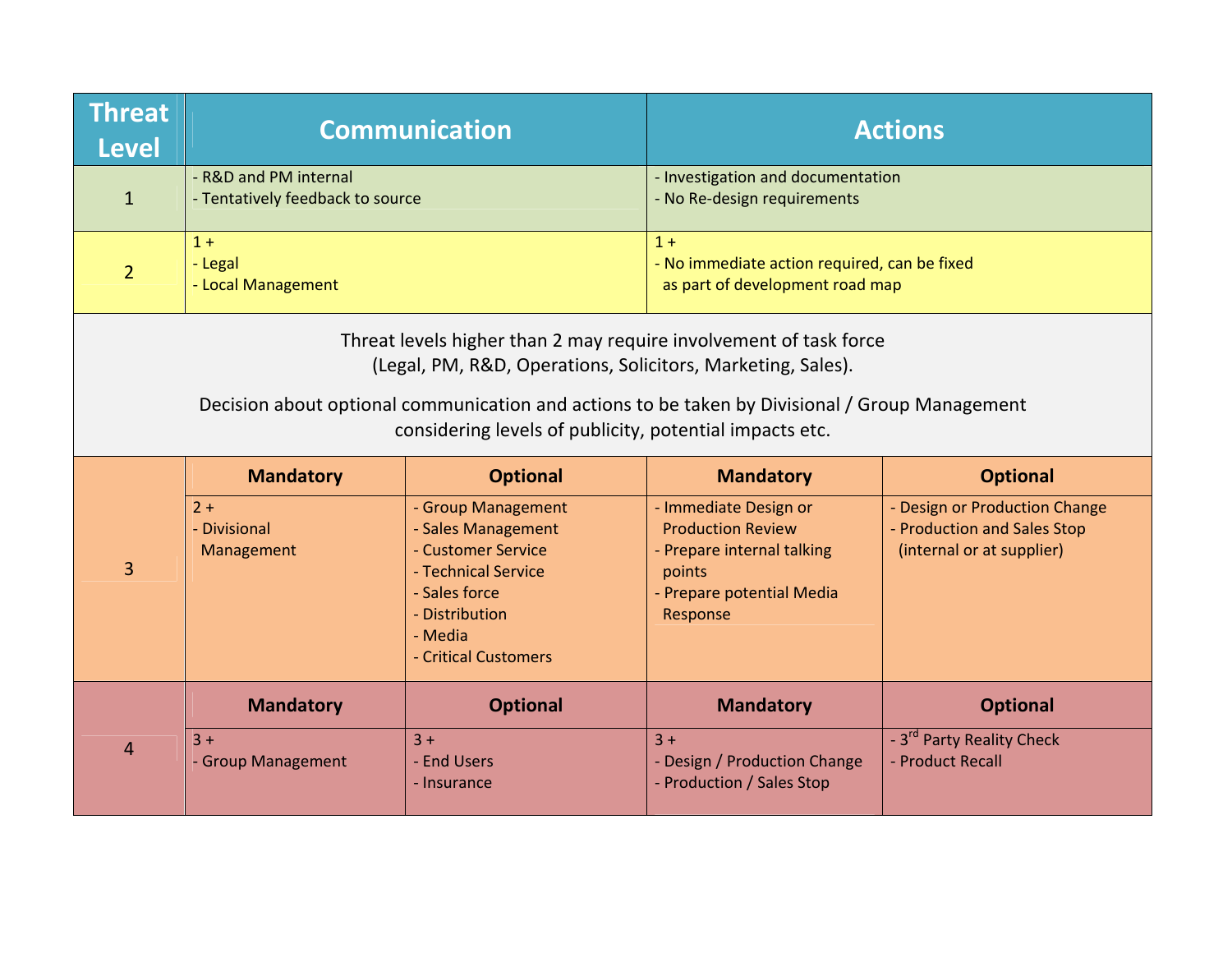| Threat Level | Communication | | Actions | |
|---|---|---|---|---|
| 1 | - R&D and PM internal<br>- Tentatively feedback to source | | - Investigation and documentation<br>- No Re-design requirements | |
| 2 | 1 +<br>- Legal<br>- Local Management | | 1 +<br>- No immediate action required, can be fixed as part of development road map | |
| Threat levels higher than 2 may require involvement of task force (Legal, PM, R&D, Operations, Solicitors, Marketing, Sales).<br><br>Decision about optional communication and actions to be taken by Divisional / Group Management considering levels of publicity, potential impacts etc. | | | | |
| 3 | **Mandatory** | **Optional** | **Mandatory** | **Optional** |
| | 2 +<br>- Divisional Management | - Group Management<br>- Sales Management<br>- Customer Service<br>- Technical Service<br>- Sales force<br>- Distribution<br>- Media<br>- Critical Customers | - Immediate Design or Production Review<br>- Prepare internal talking points<br>- Prepare potential Media Response | - Design or Production Change<br>- Production and Sales Stop (internal or at supplier) |
| 4 | **Mandatory** | **Optional** | **Mandatory** | **Optional** |
| | 3 +<br>- Group Management | 3 +<br>- End Users<br>- Insurance | 3 +<br>- Design / Production Change<br>- Production / Sales Stop | - 3rd Party Reality Check<br>- Product Recall |